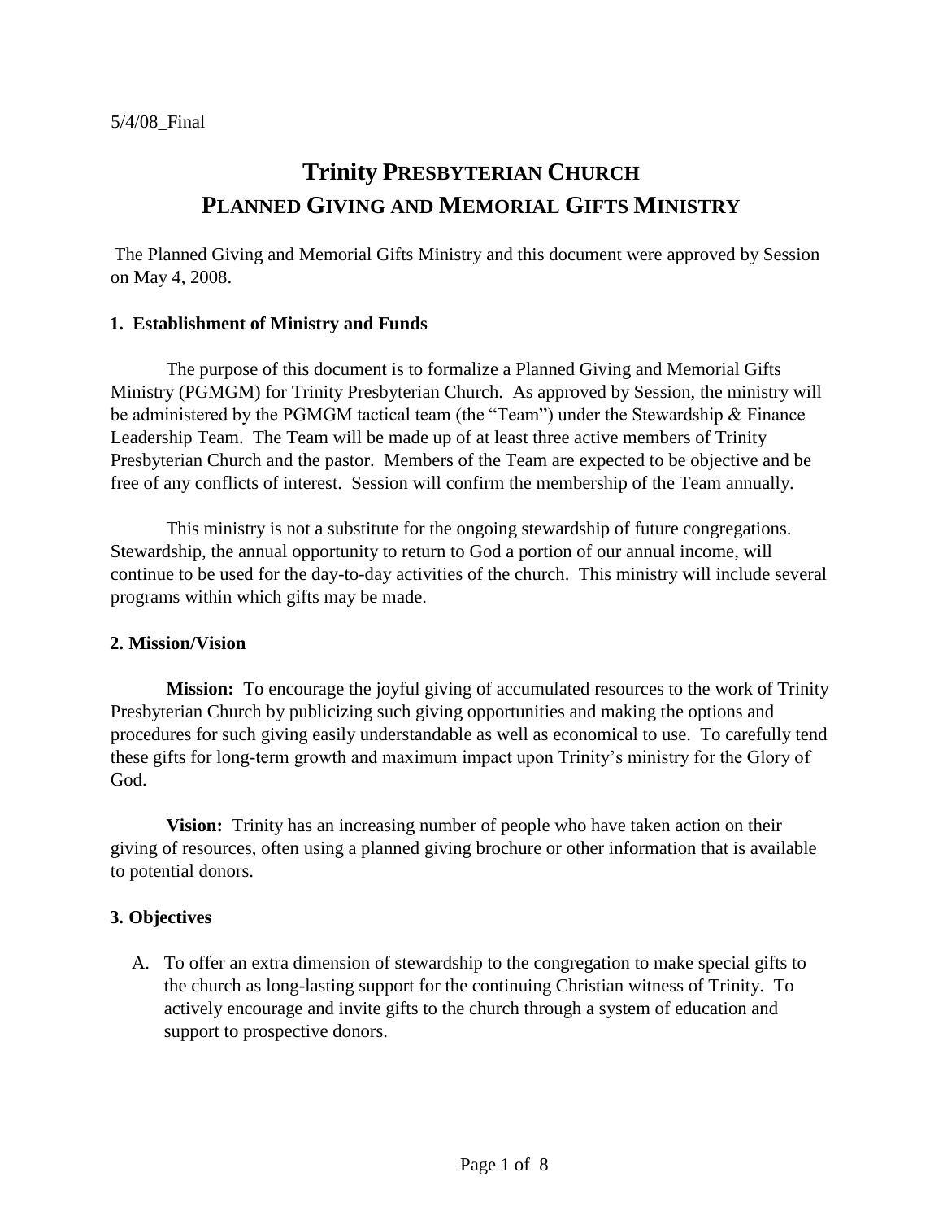5/4/08_Final

# Trinity Presbyterian Church
# Planned Giving and Memorial Gifts Ministry

The Planned Giving and Memorial Gifts Ministry and this document were approved by Session on May 4, 2008.

## 1. Establishment of Ministry and Funds

The purpose of this document is to formalize a Planned Giving and Memorial Gifts Ministry (PGMGM) for Trinity Presbyterian Church. As approved by Session, the ministry will be administered by the PGMGM tactical team (the "Team") under the Stewardship & Finance Leadership Team. The Team will be made up of at least three active members of Trinity Presbyterian Church and the pastor. Members of the Team are expected to be objective and be free of any conflicts of interest. Session will confirm the membership of the Team annually.

This ministry is not a substitute for the ongoing stewardship of future congregations. Stewardship, the annual opportunity to return to God a portion of our annual income, will continue to be used for the day-to-day activities of the church. This ministry will include several programs within which gifts may be made.

## 2. Mission/Vision

**Mission:** To encourage the joyful giving of accumulated resources to the work of Trinity Presbyterian Church by publicizing such giving opportunities and making the options and procedures for such giving easily understandable as well as economical to use. To carefully tend these gifts for long-term growth and maximum impact upon Trinity's ministry for the Glory of God.

**Vision:** Trinity has an increasing number of people who have taken action on their giving of resources, often using a planned giving brochure or other information that is available to potential donors.

## 3. Objectives

A. To offer an extra dimension of stewardship to the congregation to make special gifts to the church as long-lasting support for the continuing Christian witness of Trinity. To actively encourage and invite gifts to the church through a system of education and support to prospective donors.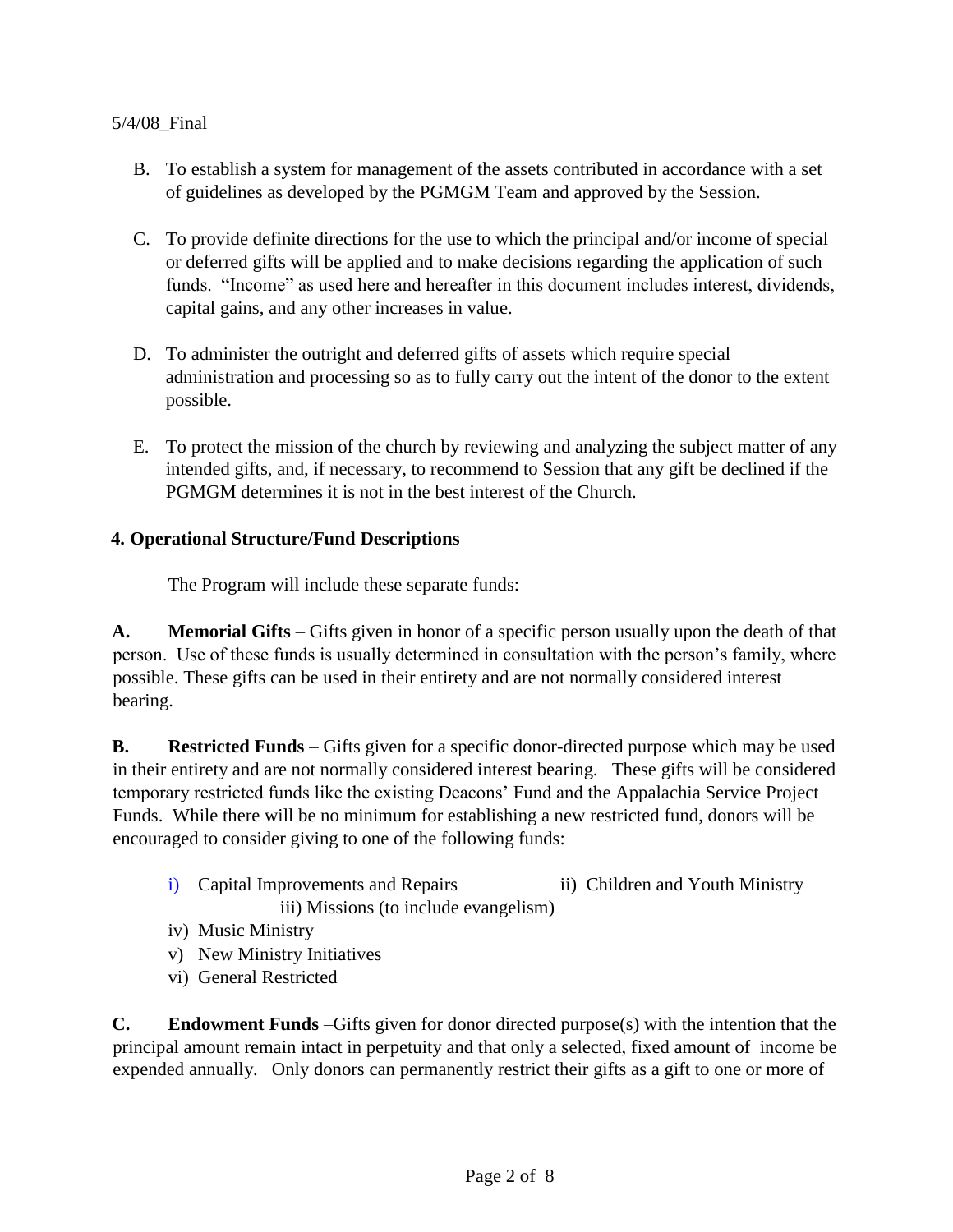5/4/08_Final

B. To establish a system for management of the assets contributed in accordance with a set of guidelines as developed by the PGMGM Team and approved by the Session.

C. To provide definite directions for the use to which the principal and/or income of special or deferred gifts will be applied and to make decisions regarding the application of such funds. "Income" as used here and hereafter in this document includes interest, dividends, capital gains, and any other increases in value.

D. To administer the outright and deferred gifts of assets which require special administration and processing so as to fully carry out the intent of the donor to the extent possible.

E. To protect the mission of the church by reviewing and analyzing the subject matter of any intended gifts, and, if necessary, to recommend to Session that any gift be declined if the PGMGM determines it is not in the best interest of the Church.

## 4. Operational Structure/Fund Descriptions

The Program will include these separate funds:

**A. Memorial Gifts** – Gifts given in honor of a specific person usually upon the death of that person. Use of these funds is usually determined in consultation with the person's family, where possible. These gifts can be used in their entirety and are not normally considered interest bearing.

**B. Restricted Funds** – Gifts given for a specific donor-directed purpose which may be used in their entirety and are not normally considered interest bearing. These gifts will be considered temporary restricted funds like the existing Deacons' Fund and the Appalachia Service Project Funds. While there will be no minimum for establishing a new restricted fund, donors will be encouraged to consider giving to one of the following funds:

- i) Capital Improvements and Repairs
- ii) Children and Youth Ministry
- iii) Missions (to include evangelism)
- iv) Music Ministry
- v) New Ministry Initiatives
- vi) General Restricted

**C. Endowment Funds** –Gifts given for donor directed purpose(s) with the intention that the principal amount remain intact in perpetuity and that only a selected, fixed amount of income be expended annually. Only donors can permanently restrict their gifts as a gift to one or more of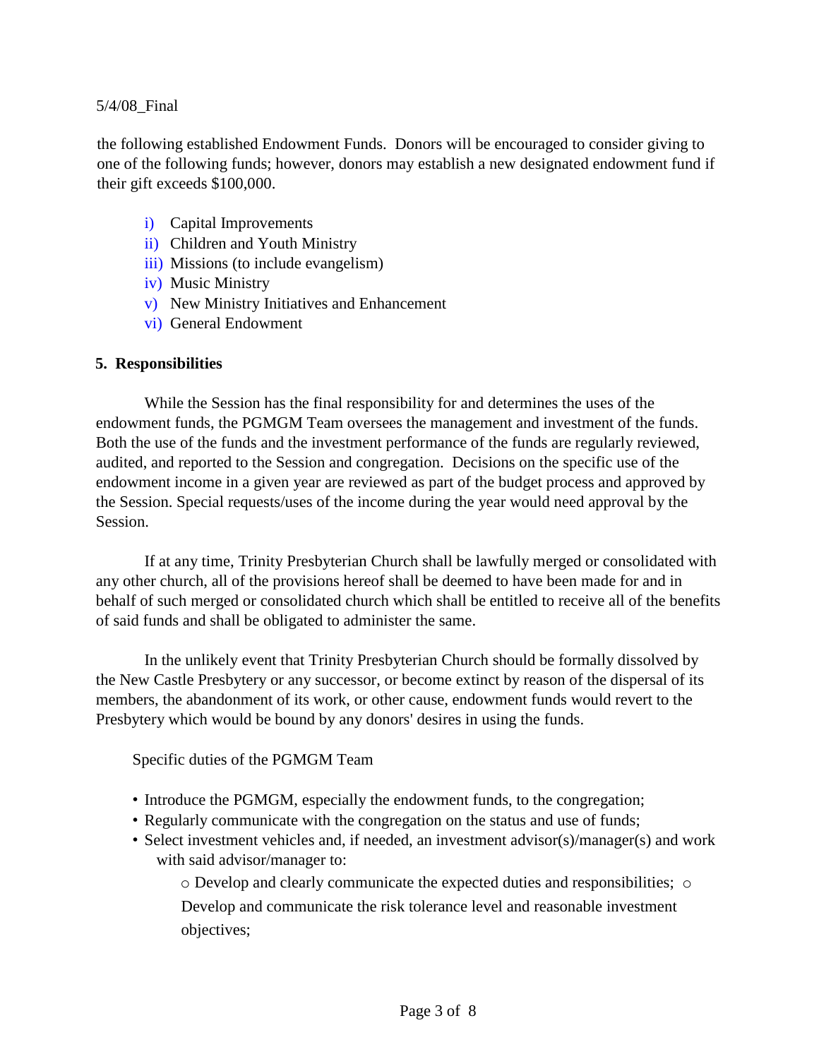the following established Endowment Funds. Donors will be encouraged to consider giving to one of the following funds; however, donors may establish a new designated endowment fund if their gift exceeds $100,000.

i) Capital Improvements
ii) Children and Youth Ministry
iii) Missions (to include evangelism)
iv) Music Ministry
v) New Ministry Initiatives and Enhancement
vi) General Endowment

**5. Responsibilities**

While the Session has the final responsibility for and determines the uses of the endowment funds, the PGMGM Team oversees the management and investment of the funds. Both the use of the funds and the investment performance of the funds are regularly reviewed, audited, and reported to the Session and congregation. Decisions on the specific use of the endowment income in a given year are reviewed as part of the budget process and approved by the Session. Special requests/uses of the income during the year would need approval by the Session.

If at any time, Trinity Presbyterian Church shall be lawfully merged or consolidated with any other church, all of the provisions hereof shall be deemed to have been made for and in behalf of such merged or consolidated church which shall be entitled to receive all of the benefits of said funds and shall be obligated to administer the same.

In the unlikely event that Trinity Presbyterian Church should be formally dissolved by the New Castle Presbytery or any successor, or become extinct by reason of the dispersal of its members, the abandonment of its work, or other cause, endowment funds would revert to the Presbytery which would be bound by any donors' desires in using the funds.

Specific duties of the PGMGM Team

- Introduce the PGMGM, especially the endowment funds, to the congregation;
- Regularly communicate with the congregation on the status and use of funds;
- Select investment vehicles and, if needed, an investment advisor(s)/manager(s) and work with said advisor/manager to:
  - Develop and clearly communicate the expected duties and responsibilities;
  - Develop and communicate the risk tolerance level and reasonable investment objectives;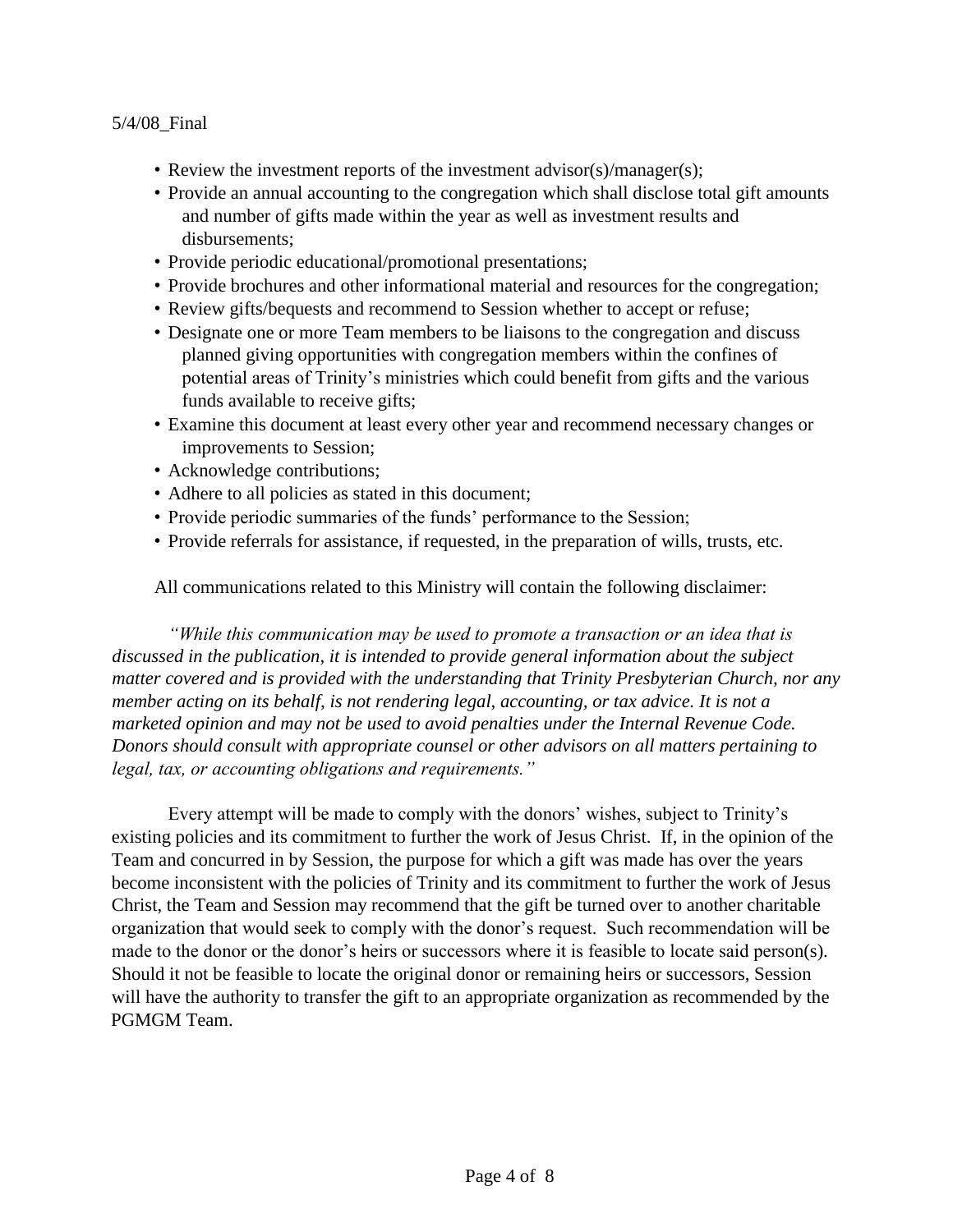- Review the investment reports of the investment advisor(s)/manager(s);
- Provide an annual accounting to the congregation which shall disclose total gift amounts and number of gifts made within the year as well as investment results and disbursements;
- Provide periodic educational/promotional presentations;
- Provide brochures and other informational material and resources for the congregation;
- Review gifts/bequests and recommend to Session whether to accept or refuse;
- Designate one or more Team members to be liaisons to the congregation and discuss planned giving opportunities with congregation members within the confines of potential areas of Trinity's ministries which could benefit from gifts and the various funds available to receive gifts;
- Examine this document at least every other year and recommend necessary changes or improvements to Session;
- Acknowledge contributions;
- Adhere to all policies as stated in this document;
- Provide periodic summaries of the funds' performance to the Session;
- Provide referrals for assistance, if requested, in the preparation of wills, trusts, etc.

All communications related to this Ministry will contain the following disclaimer:

*"While this communication may be used to promote a transaction or an idea that is discussed in the publication, it is intended to provide general information about the subject matter covered and is provided with the understanding that Trinity Presbyterian Church, nor any member acting on its behalf, is not rendering legal, accounting, or tax advice. It is not a marketed opinion and may not be used to avoid penalties under the Internal Revenue Code. Donors should consult with appropriate counsel or other advisors on all matters pertaining to legal, tax, or accounting obligations and requirements."*

Every attempt will be made to comply with the donors' wishes, subject to Trinity's existing policies and its commitment to further the work of Jesus Christ. If, in the opinion of the Team and concurred in by Session, the purpose for which a gift was made has over the years become inconsistent with the policies of Trinity and its commitment to further the work of Jesus Christ, the Team and Session may recommend that the gift be turned over to another charitable organization that would seek to comply with the donor's request. Such recommendation will be made to the donor or the donor's heirs or successors where it is feasible to locate said person(s). Should it not be feasible to locate the original donor or remaining heirs or successors, Session will have the authority to transfer the gift to an appropriate organization as recommended by the PGMGM Team.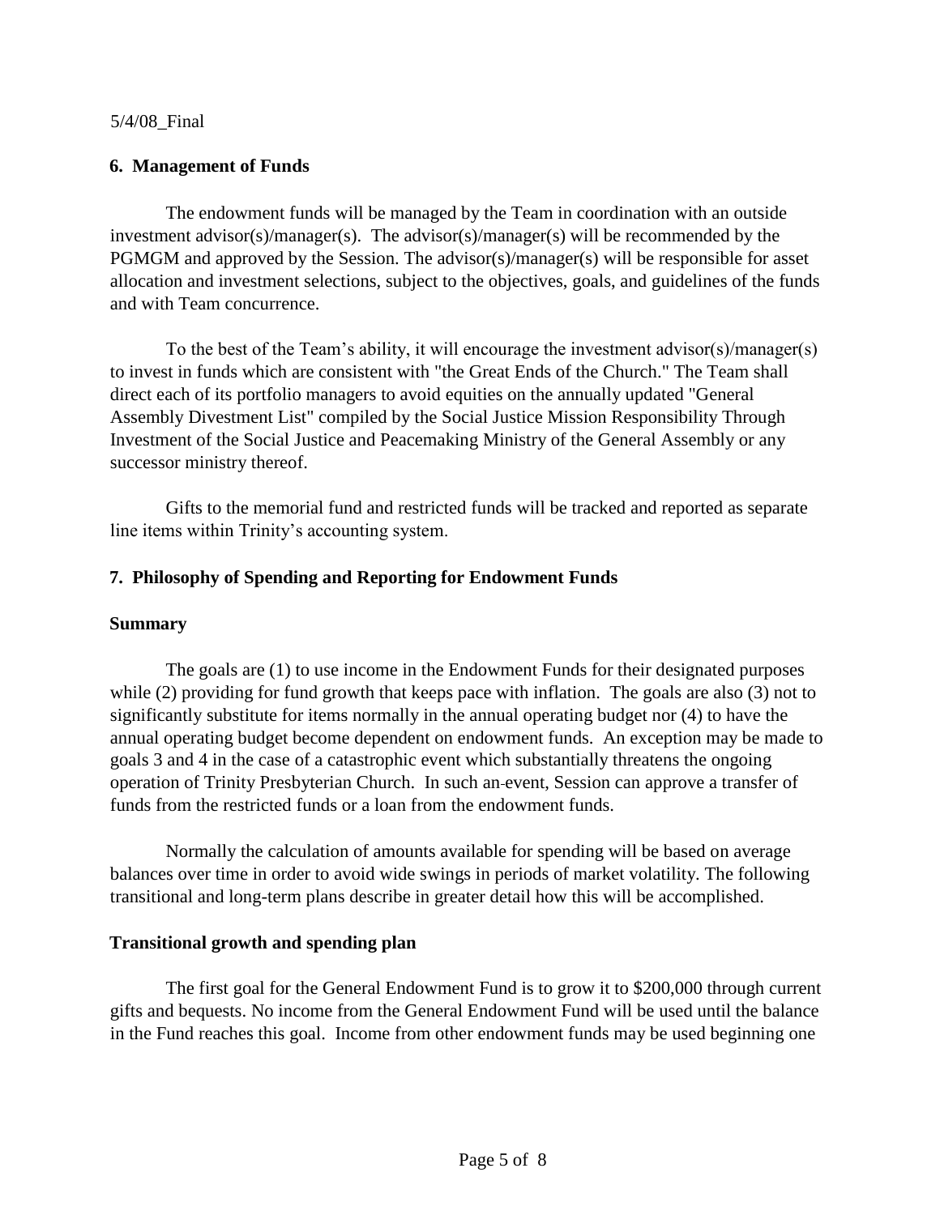5/4/08_Final

## 6. Management of Funds

The endowment funds will be managed by the Team in coordination with an outside investment advisor(s)/manager(s). The advisor(s)/manager(s) will be recommended by the PGMGM and approved by the Session. The advisor(s)/manager(s) will be responsible for asset allocation and investment selections, subject to the objectives, goals, and guidelines of the funds and with Team concurrence.

To the best of the Team's ability, it will encourage the investment advisor(s)/manager(s) to invest in funds which are consistent with "the Great Ends of the Church." The Team shall direct each of its portfolio managers to avoid equities on the annually updated "General Assembly Divestment List" compiled by the Social Justice Mission Responsibility Through Investment of the Social Justice and Peacemaking Ministry of the General Assembly or any successor ministry thereof.

Gifts to the memorial fund and restricted funds will be tracked and reported as separate line items within Trinity's accounting system.

## 7. Philosophy of Spending and Reporting for Endowment Funds

### Summary

The goals are (1) to use income in the Endowment Funds for their designated purposes while (2) providing for fund growth that keeps pace with inflation. The goals are also (3) not to significantly substitute for items normally in the annual operating budget nor (4) to have the annual operating budget become dependent on endowment funds. An exception may be made to goals 3 and 4 in the case of a catastrophic event which substantially threatens the ongoing operation of Trinity Presbyterian Church. In such an event, Session can approve a transfer of funds from the restricted funds or a loan from the endowment funds.

Normally the calculation of amounts available for spending will be based on average balances over time in order to avoid wide swings in periods of market volatility. The following transitional and long-term plans describe in greater detail how this will be accomplished.

### Transitional growth and spending plan

The first goal for the General Endowment Fund is to grow it to $200,000 through current gifts and bequests. No income from the General Endowment Fund will be used until the balance in the Fund reaches this goal. Income from other endowment funds may be used beginning one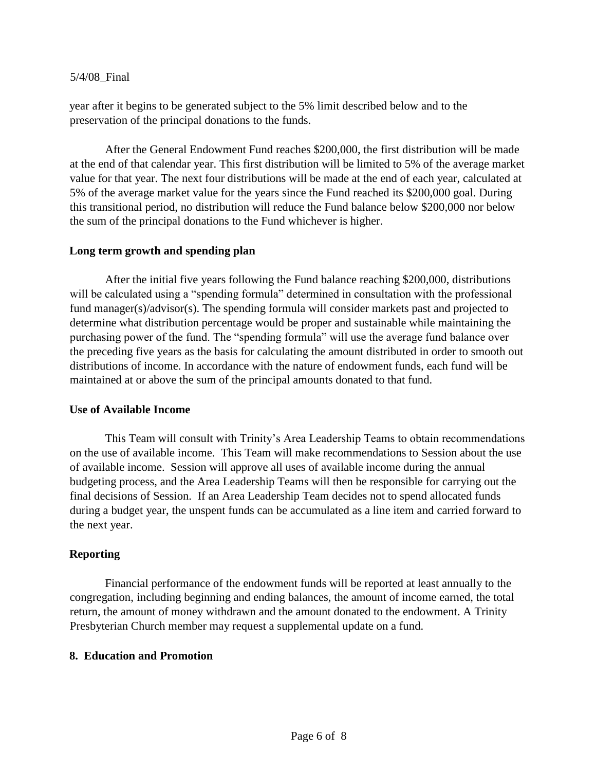year after it begins to be generated subject to the 5% limit described below and to the preservation of the principal donations to the funds.

After the General Endowment Fund reaches $200,000, the first distribution will be made at the end of that calendar year. This first distribution will be limited to 5% of the average market value for that year. The next four distributions will be made at the end of each year, calculated at 5% of the average market value for the years since the Fund reached its $200,000 goal. During this transitional period, no distribution will reduce the Fund balance below $200,000 nor below the sum of the principal donations to the Fund whichever is higher.

**Long term growth and spending plan**

After the initial five years following the Fund balance reaching $200,000, distributions will be calculated using a "spending formula" determined in consultation with the professional fund manager(s)/advisor(s). The spending formula will consider markets past and projected to determine what distribution percentage would be proper and sustainable while maintaining the purchasing power of the fund. The "spending formula" will use the average fund balance over the preceding five years as the basis for calculating the amount distributed in order to smooth out distributions of income. In accordance with the nature of endowment funds, each fund will be maintained at or above the sum of the principal amounts donated to that fund.

**Use of Available Income**

This Team will consult with Trinity's Area Leadership Teams to obtain recommendations on the use of available income. This Team will make recommendations to Session about the use of available income. Session will approve all uses of available income during the annual budgeting process, and the Area Leadership Teams will then be responsible for carrying out the final decisions of Session. If an Area Leadership Team decides not to spend allocated funds during a budget year, the unspent funds can be accumulated as a line item and carried forward to the next year.

**Reporting**

Financial performance of the endowment funds will be reported at least annually to the congregation, including beginning and ending balances, the amount of income earned, the total return, the amount of money withdrawn and the amount donated to the endowment. A Trinity Presbyterian Church member may request a supplemental update on a fund.

## 8. Education and Promotion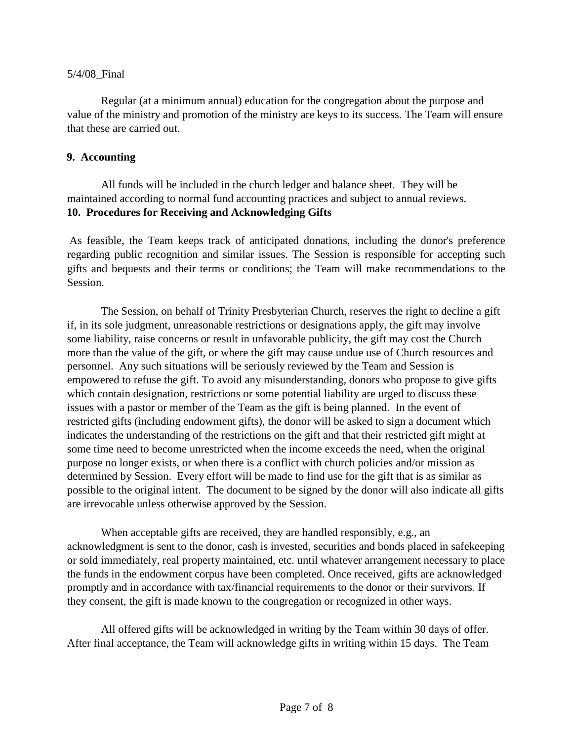5/4/08_Final

Regular (at a minimum annual) education for the congregation about the purpose and value of the ministry and promotion of the ministry are keys to its success. The Team will ensure that these are carried out.

**9. Accounting**

All funds will be included in the church ledger and balance sheet. They will be maintained according to normal fund accounting practices and subject to annual reviews.

**10. Procedures for Receiving and Acknowledging Gifts**

As feasible, the Team keeps track of anticipated donations, including the donor's preference regarding public recognition and similar issues. The Session is responsible for accepting such gifts and bequests and their terms or conditions; the Team will make recommendations to the Session.

The Session, on behalf of Trinity Presbyterian Church, reserves the right to decline a gift if, in its sole judgment, unreasonable restrictions or designations apply, the gift may involve some liability, raise concerns or result in unfavorable publicity, the gift may cost the Church more than the value of the gift, or where the gift may cause undue use of Church resources and personnel. Any such situations will be seriously reviewed by the Team and Session is empowered to refuse the gift. To avoid any misunderstanding, donors who propose to give gifts which contain designation, restrictions or some potential liability are urged to discuss these issues with a pastor or member of the Team as the gift is being planned. In the event of restricted gifts (including endowment gifts), the donor will be asked to sign a document which indicates the understanding of the restrictions on the gift and that their restricted gift might at some time need to become unrestricted when the income exceeds the need, when the original purpose no longer exists, or when there is a conflict with church policies and/or mission as determined by Session. Every effort will be made to find use for the gift that is as similar as possible to the original intent. The document to be signed by the donor will also indicate all gifts are irrevocable unless otherwise approved by the Session.

When acceptable gifts are received, they are handled responsibly, e.g., an acknowledgment is sent to the donor, cash is invested, securities and bonds placed in safekeeping or sold immediately, real property maintained, etc. until whatever arrangement necessary to place the funds in the endowment corpus have been completed. Once received, gifts are acknowledged promptly and in accordance with tax/financial requirements to the donor or their survivors. If they consent, the gift is made known to the congregation or recognized in other ways.

All offered gifts will be acknowledged in writing by the Team within 30 days of offer. After final acceptance, the Team will acknowledge gifts in writing within 15 days. The Team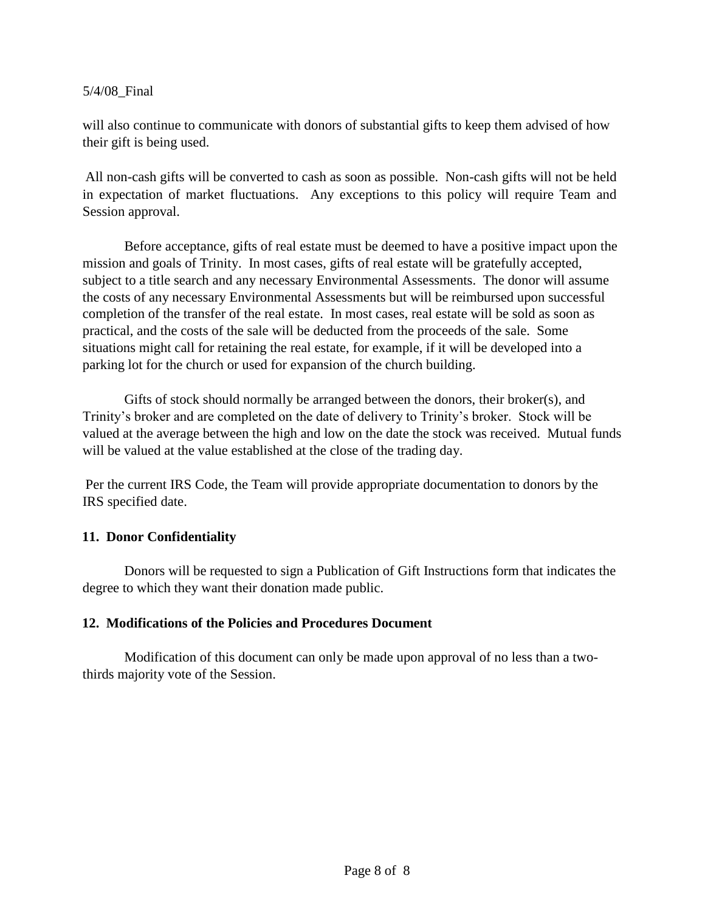will also continue to communicate with donors of substantial gifts to keep them advised of how their gift is being used.

All non-cash gifts will be converted to cash as soon as possible. Non-cash gifts will not be held in expectation of market fluctuations. Any exceptions to this policy will require Team and Session approval.

Before acceptance, gifts of real estate must be deemed to have a positive impact upon the mission and goals of Trinity. In most cases, gifts of real estate will be gratefully accepted, subject to a title search and any necessary Environmental Assessments. The donor will assume the costs of any necessary Environmental Assessments but will be reimbursed upon successful completion of the transfer of the real estate. In most cases, real estate will be sold as soon as practical, and the costs of the sale will be deducted from the proceeds of the sale. Some situations might call for retaining the real estate, for example, if it will be developed into a parking lot for the church or used for expansion of the church building.

Gifts of stock should normally be arranged between the donors, their broker(s), and Trinity's broker and are completed on the date of delivery to Trinity's broker. Stock will be valued at the average between the high and low on the date the stock was received. Mutual funds will be valued at the value established at the close of the trading day.

Per the current IRS Code, the Team will provide appropriate documentation to donors by the IRS specified date.

**11. Donor Confidentiality**

Donors will be requested to sign a Publication of Gift Instructions form that indicates the degree to which they want their donation made public.

**12. Modifications of the Policies and Procedures Document**

Modification of this document can only be made upon approval of no less than a two-thirds majority vote of the Session.